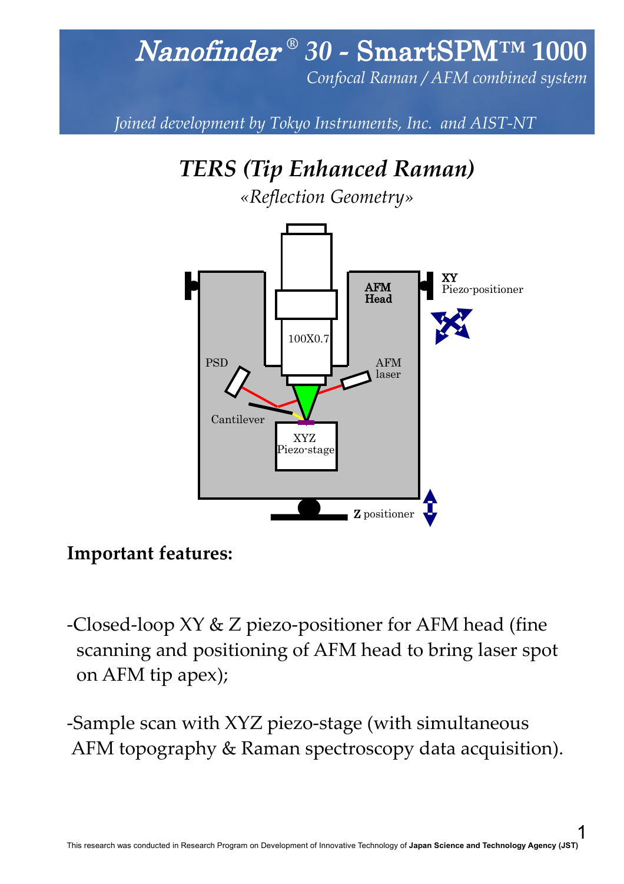# *Nanofinder® 30* - SmartSPM™ 1000

*Confocal Raman / AFM combined system*

*Joined development by Tokyo Instruments, Inc. and AIST-NT*

## *TERS (Tip Enhanced Raman)*

*«Reflection Geometry»*

AFM Head

XY Piezo-positioner

100X0.7

PSD

AFM laser

Cantilever

XYZ Piezo-stage

**Z** positioner

**Important features:**

-Closed-loop XY & Z piezo-positioner for AFM head (fine scanning and positioning of AFM head to bring laser spot on AFM tip apex);

-Sample scan with XYZ piezo-stage (with simultaneous AFM topography & Raman spectroscopy data acquisition).

This research was conducted in Research Program on Development of Innovative Technology of **Japan Science and Technology Agency (JST)**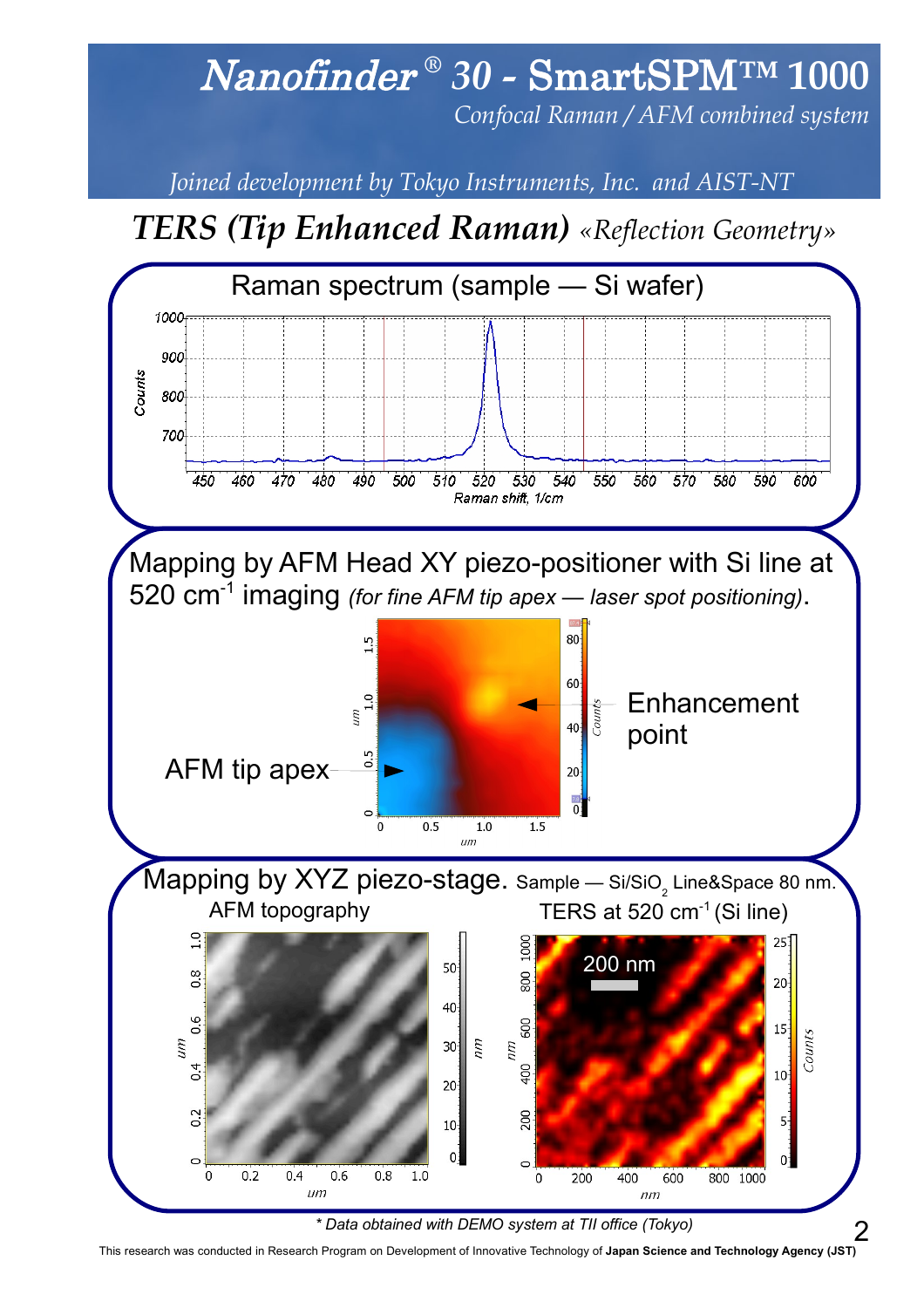# *Nanofinder® 30 - SmartSPM™ 1000*

*Confocal Raman / AFM combined system*

*Joined development by Tokyo Instruments, Inc. and AIST-NT*

## *TERS (Tip Enhanced Raman)* «Reflection Geometry»

### Raman spectrum (sample — Si wafer)

### Mapping by AFM Head XY piezo-positioner with Si line at 520 cm$^{-1}$ imaging *(for fine AFM tip apex — laser spot positioning)*.

AFM tip apex

Enhancement point

### Mapping by XYZ piezo-stage. Sample — Si/$SiO_2$ Line&Space 80 nm.

AFM topography

TERS at 520 cm$^{-1}$ (Si line)

200 nm

*\* Data obtained with DEMO system at TII office (Tokyo)*

This research was conducted in Research Program on Development of Innovative Technology of **Japan Science and Technology Agency (JST)**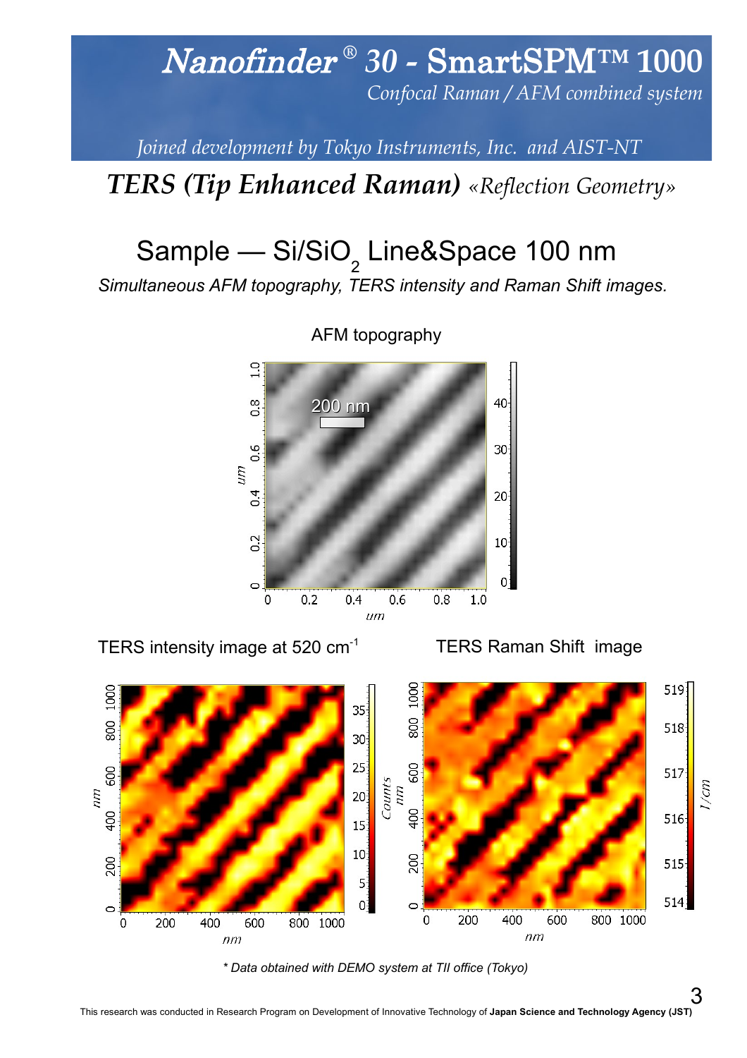# *Nanofinder® 30 - SmartSPM™ 1000*

*Confocal Raman / AFM combined system*

*Joined development by Tokyo Instruments, Inc. and AIST-NT*

## *TERS (Tip Enhanced Raman)* *«Reflection Geometry»*

## Sample — $Si/SiO_2$ Line&Space 100 nm

*Simultaneous AFM topography, TERS intensity and Raman Shift images.*

AFM topography

200 nm

um

0
0.2
0.4
0.6
0.8
1.0

0
10
20
30
40

TERS intensity image at 520 $cm^{-1}$

nm

0
200
400
600
800
1000

0
5
10
15
20
25
30
35

Counts

TERS Raman Shift image

nm

0
200
400
600
800
1000

514
515
516
517
518
519

1/cm

*\* Data obtained with DEMO system at TII office (Tokyo)*

This research was conducted in Research Program on Development of Innovative Technology of **Japan Science and Technology Agency (JST)**